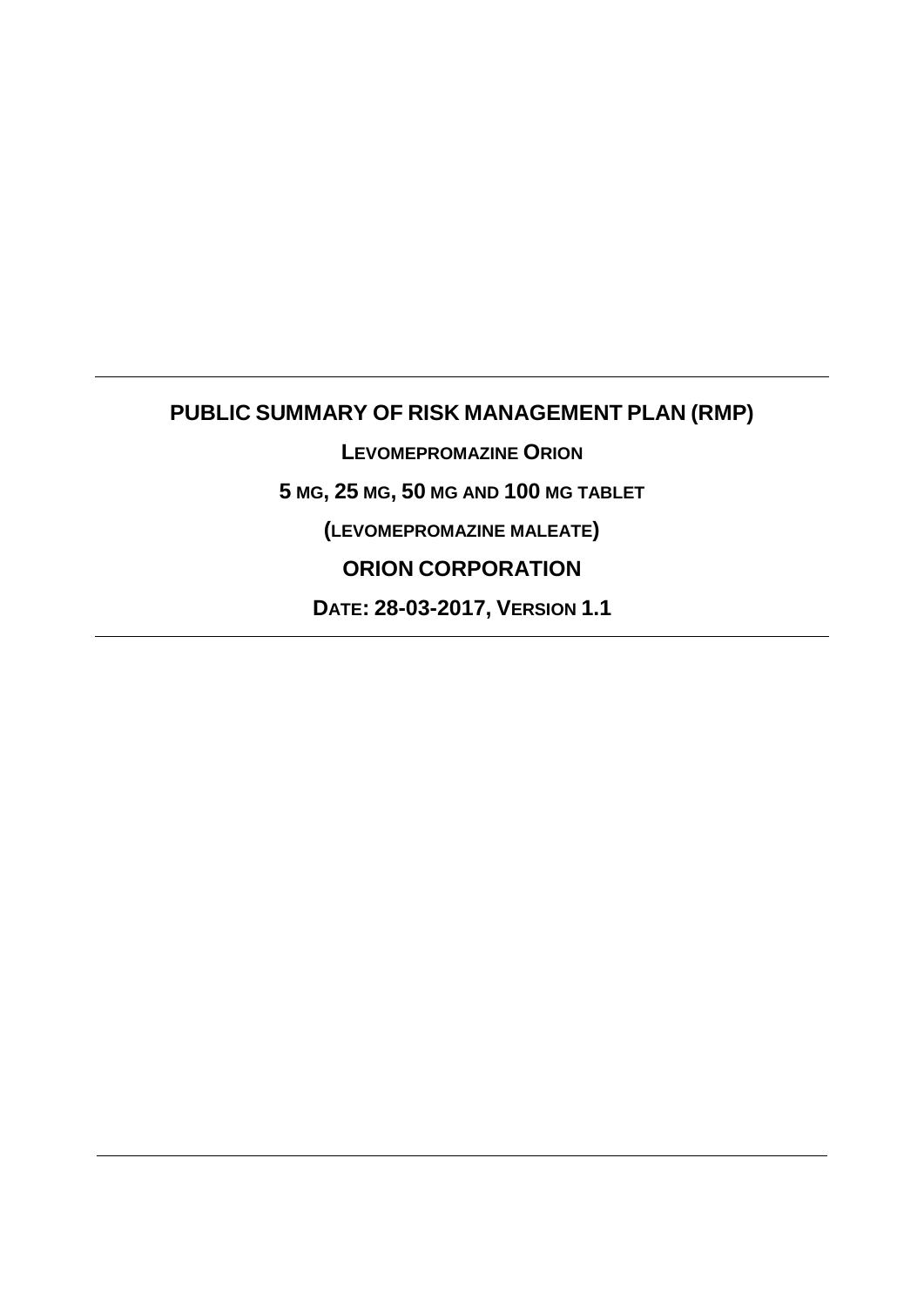# PUBLIC SUMMARY OF RISK MANAGEMENT PLAN (RMP)

**LEVOMEPROMAZINE ORION**

**5 MG, 25 MG, 50 MG AND 100 MG TABLET**

**(LEVOMEPROMAZINE MALEATE)**

**ORION CORPORATION**

**DATE: 28-03-2017, VERSION 1.1**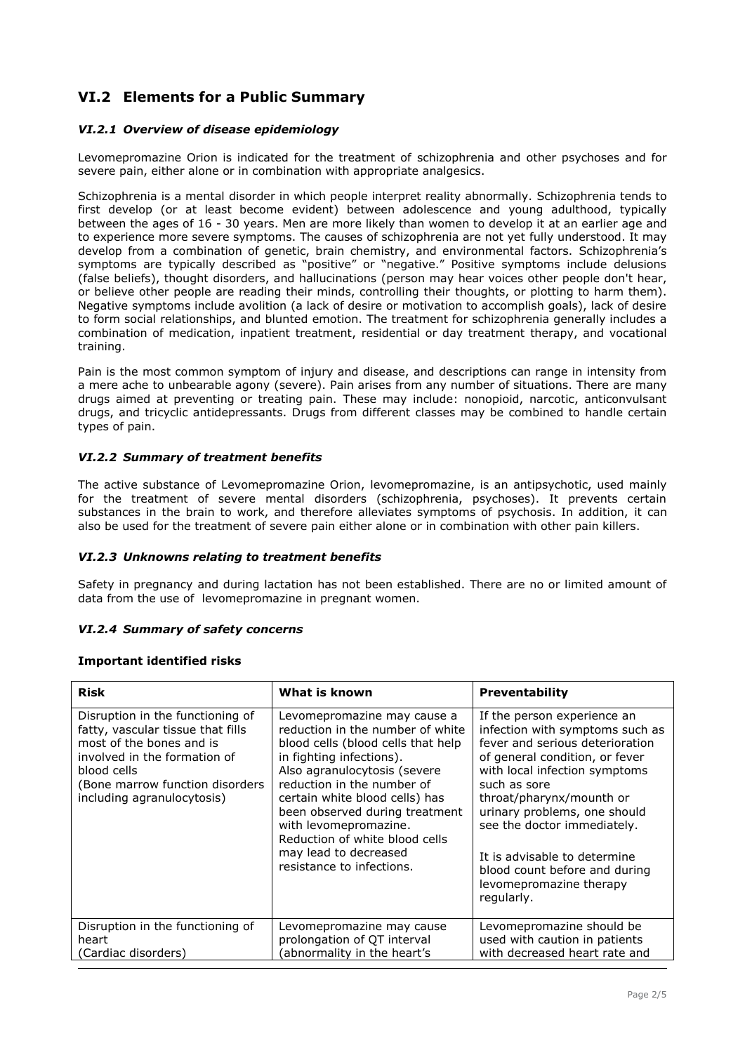## VI.2 Elements for a Public Summary

### *VI.2.1 Overview of disease epidemiology*

Levomepromazine Orion is indicated for the treatment of schizophrenia and other psychoses and for severe pain, either alone or in combination with appropriate analgesics.

Schizophrenia is a mental disorder in which people interpret reality abnormally. Schizophrenia tends to first develop (or at least become evident) between adolescence and young adulthood, typically between the ages of 16 - 30 years. Men are more likely than women to develop it at an earlier age and to experience more severe symptoms. The causes of schizophrenia are not yet fully understood. It may develop from a combination of genetic, brain chemistry, and environmental factors. Schizophrenia's symptoms are typically described as "positive" or "negative." Positive symptoms include delusions (false beliefs), thought disorders, and hallucinations (person may hear voices other people don't hear, or believe other people are reading their minds, controlling their thoughts, or plotting to harm them). Negative symptoms include avolition (a lack of desire or motivation to accomplish goals), lack of desire to form social relationships, and blunted emotion. The treatment for schizophrenia generally includes a combination of medication, inpatient treatment, residential or day treatment therapy, and vocational training.

Pain is the most common symptom of injury and disease, and descriptions can range in intensity from a mere ache to unbearable agony (severe). Pain arises from any number of situations. There are many drugs aimed at preventing or treating pain. These may include: nonopioid, narcotic, anticonvulsant drugs, and tricyclic antidepressants. Drugs from different classes may be combined to handle certain types of pain.

### *VI.2.2 Summary of treatment benefits*

The active substance of Levomepromazine Orion, levomepromazine, is an antipsychotic, used mainly for the treatment of severe mental disorders (schizophrenia, psychoses). It prevents certain substances in the brain to work, and therefore alleviates symptoms of psychosis. In addition, it can also be used for the treatment of severe pain either alone or in combination with other pain killers.

### *VI.2.3 Unknowns relating to treatment benefits*

Safety in pregnancy and during lactation has not been established. There are no or limited amount of data from the use of levomepromazine in pregnant women.

### *VI.2.4 Summary of safety concerns*

**Important identified risks**

| Risk | What is known | Preventability |
|---|---|---|
| Disruption in the functioning of fatty, vascular tissue that fills most of the bones and is involved in the formation of blood cells (Bone marrow function disorders including agranulocytosis) | Levomepromazine may cause a reduction in the number of white blood cells (blood cells that help in fighting infections). Also agranulocytosis (severe reduction in the number of certain white blood cells) has been observed during treatment with levomepromazine. Reduction of white blood cells may lead to decreased resistance to infections. | If the person experience an infection with symptoms such as fever and serious deterioration of general condition, or fever with local infection symptoms such as sore throat/pharynx/mounth or urinary problems, one should see the doctor immediately. It is advisable to determine blood count before and during levomepromazine therapy regularly. |
| Disruption in the functioning of heart (Cardiac disorders) | Levomepromazine may cause prolongation of QT interval (abnormality in the heart's | Levomepromazine should be used with caution in patients with decreased heart rate and |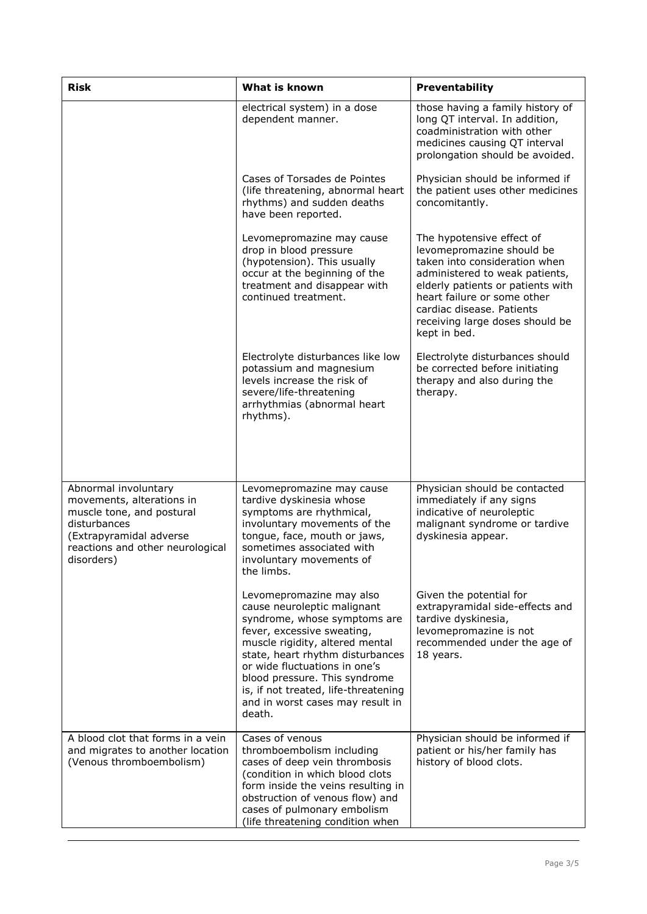| Risk | What is known | Preventability |
|---|---|---|
| | electrical system) in a dose dependent manner. | those having a family history of long QT interval. In addition, coadministration with other medicines causing QT interval prolongation should be avoided. |
| | Cases of Torsades de Pointes (life threatening, abnormal heart rhythms) and sudden deaths have been reported. | Physician should be informed if the patient uses other medicines concomitantly. |
| | Levomepromazine may cause drop in blood pressure (hypotension). This usually occur at the beginning of the treatment and disappear with continued treatment. | The hypotensive effect of levomepromazine should be taken into consideration when administered to weak patients, elderly patients or patients with heart failure or some other cardiac disease. Patients receiving large doses should be kept in bed. |
| | Electrolyte disturbances like low potassium and magnesium levels increase the risk of severe/life-threatening arrhythmias (abnormal heart rhythms). | Electrolyte disturbances should be corrected before initiating therapy and also during the therapy. |
| Abnormal involuntary movements, alterations in muscle tone, and postural disturbances (Extrapyramidal adverse reactions and other neurological disorders) | Levomepromazine may cause tardive dyskinesia whose symptoms are rhythmical, involuntary movements of the tongue, face, mouth or jaws, sometimes associated with involuntary movements of the limbs. | Physician should be contacted immediately if any signs indicative of neuroleptic malignant syndrome or tardive dyskinesia appear. |
| | Levomepromazine may also cause neuroleptic malignant syndrome, whose symptoms are fever, excessive sweating, muscle rigidity, altered mental state, heart rhythm disturbances or wide fluctuations in one's blood pressure. This syndrome is, if not treated, life-threatening and in worst cases may result in death. | Given the potential for extrapyramidal side-effects and tardive dyskinesia, levomepromazine is not recommended under the age of 18 years. |
| A blood clot that forms in a vein and migrates to another location (Venous thromboembolism) | Cases of venous thromboembolism including cases of deep vein thrombosis (condition in which blood clots form inside the veins resulting in obstruction of venous flow) and cases of pulmonary embolism (life threatening condition when | Physician should be informed if patient or his/her family has history of blood clots. |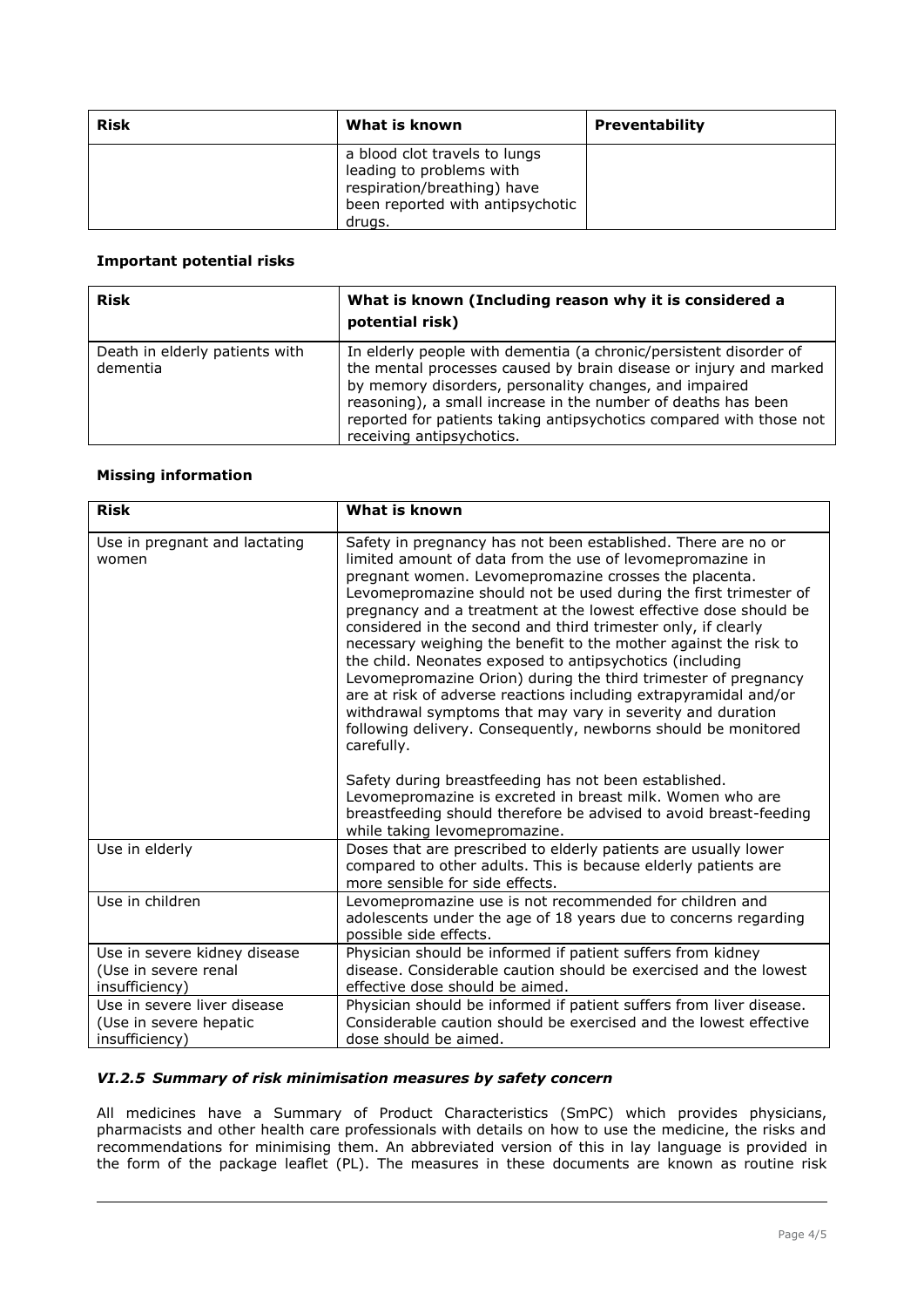| Risk | What is known | Preventability |
|---|---|---|
| | a blood clot travels to lungs leading to problems with respiration/breathing) have been reported with antipsychotic drugs. | |

**Important potential risks**

| Risk | What is known (Including reason why it is considered a potential risk) |
|---|---|
| Death in elderly patients with dementia | In elderly people with dementia (a chronic/persistent disorder of the mental processes caused by brain disease or injury and marked by memory disorders, personality changes, and impaired reasoning), a small increase in the number of deaths has been reported for patients taking antipsychotics compared with those not receiving antipsychotics. |

**Missing information**

| Risk | What is known |
|---|---|
| Use in pregnant and lactating women | Safety in pregnancy has not been established. There are no or limited amount of data from the use of levomepromazine in pregnant women. Levomepromazine crosses the placenta. Levomepromazine should not be used during the first trimester of pregnancy and a treatment at the lowest effective dose should be considered in the second and third trimester only, if clearly necessary weighing the benefit to the mother against the risk to the child. Neonates exposed to antipsychotics (including Levomepromazine Orion) during the third trimester of pregnancy are at risk of adverse reactions including extrapyramidal and/or withdrawal symptoms that may vary in severity and duration following delivery. Consequently, newborns should be monitored carefully.<br><br>Safety during breastfeeding has not been established. Levomepromazine is excreted in breast milk. Women who are breastfeeding should therefore be advised to avoid breast-feeding while taking levomepromazine. |
| Use in elderly | Doses that are prescribed to elderly patients are usually lower compared to other adults. This is because elderly patients are more sensible for side effects. |
| Use in children | Levomepromazine use is not recommended for children and adolescents under the age of 18 years due to concerns regarding possible side effects. |
| Use in severe kidney disease (Use in severe renal insufficiency) | Physician should be informed if patient suffers from kidney disease. Considerable caution should be exercised and the lowest effective dose should be aimed. |
| Use in severe liver disease (Use in severe hepatic insufficiency) | Physician should be informed if patient suffers from liver disease. Considerable caution should be exercised and the lowest effective dose should be aimed. |

### *VI.2.5 Summary of risk minimisation measures by safety concern*

All medicines have a Summary of Product Characteristics (SmPC) which provides physicians, pharmacists and other health care professionals with details on how to use the medicine, the risks and recommendations for minimising them. An abbreviated version of this in lay language is provided in the form of the package leaflet (PL). The measures in these documents are known as routine risk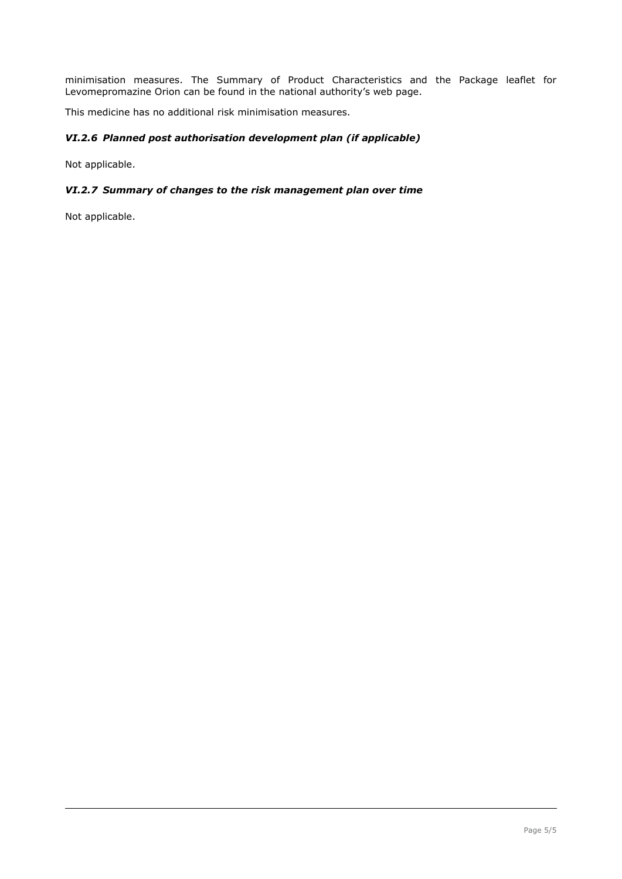minimisation measures. The Summary of Product Characteristics and the Package leaflet for Levomepromazine Orion can be found in the national authority's web page.

This medicine has no additional risk minimisation measures.

### *VI.2.6 Planned post authorisation development plan (if applicable)*

Not applicable.

### *VI.2.7 Summary of changes to the risk management plan over time*

Not applicable.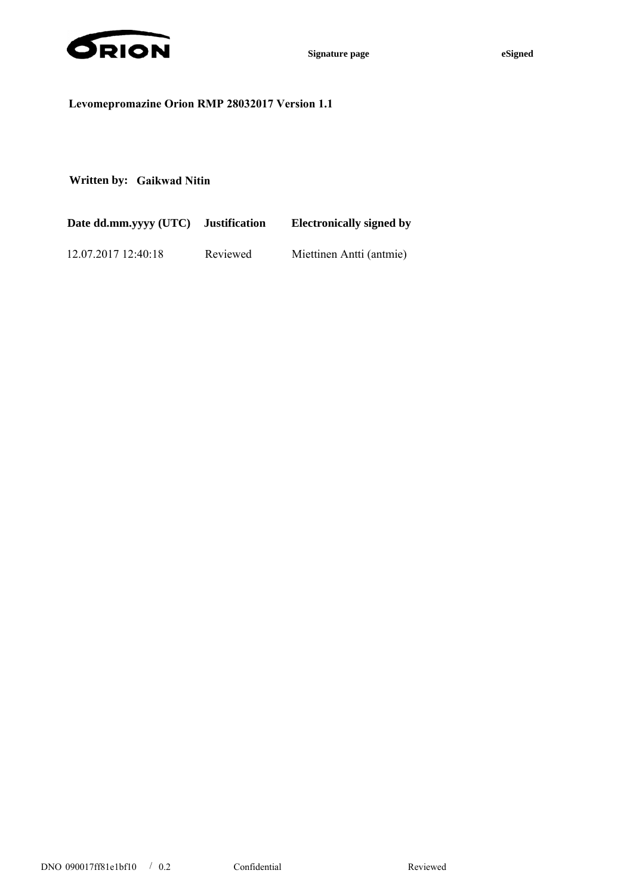Signature page eSigned

**Levomepromazine Orion RMP 28032017 Version 1.1**

**Written by:** **Gaikwad Nitin**

| Date dd.mm.yyyy (UTC) | Justification | Electronically signed by |
|---|---|---|
| 12.07.2017 12:40:18 | Reviewed | Miettinen Antti (antmie) |

DNO 090017ff81e1bf10 / 0.2 Confidential Reviewed